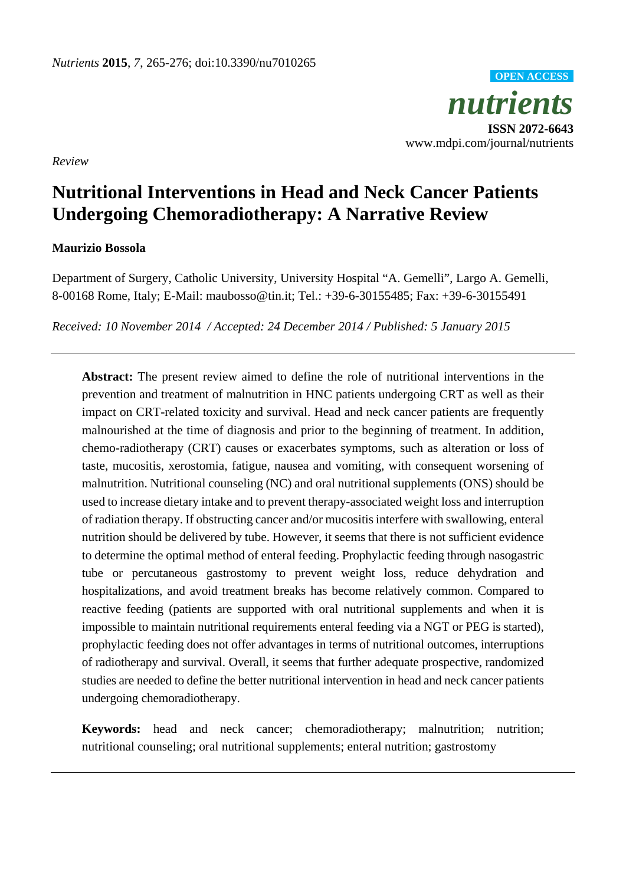*Nutrients* **2015**, *7*, 265-276; doi:10.3390/nu7010265

OPEN ACCESS

*nutrients*

**ISSN 2072-6643**

www.mdpi.com/journal/nutrients

*Review*

# Nutritional Interventions in Head and Neck Cancer Patients Undergoing Chemoradiotherapy: A Narrative Review

**Maurizio Bossola**

Department of Surgery, Catholic University, University Hospital "A. Gemelli", Largo A. Gemelli, 8-00168 Rome, Italy; E-Mail: maubosso@tin.it; Tel.: +39-6-30155485; Fax: +39-6-30155491

*Received: 10 November 2014 / Accepted: 24 December 2014 / Published: 5 January 2015*

---

**Abstract:** The present review aimed to define the role of nutritional interventions in the prevention and treatment of malnutrition in HNC patients undergoing CRT as well as their impact on CRT-related toxicity and survival. Head and neck cancer patients are frequently malnourished at the time of diagnosis and prior to the beginning of treatment. In addition, chemo-radiotherapy (CRT) causes or exacerbates symptoms, such as alteration or loss of taste, mucositis, xerostomia, fatigue, nausea and vomiting, with consequent worsening of malnutrition. Nutritional counseling (NC) and oral nutritional supplements (ONS) should be used to increase dietary intake and to prevent therapy-associated weight loss and interruption of radiation therapy. If obstructing cancer and/or mucositis interfere with swallowing, enteral nutrition should be delivered by tube. However, it seems that there is not sufficient evidence to determine the optimal method of enteral feeding. Prophylactic feeding through nasogastric tube or percutaneous gastrostomy to prevent weight loss, reduce dehydration and hospitalizations, and avoid treatment breaks has become relatively common. Compared to reactive feeding (patients are supported with oral nutritional supplements and when it is impossible to maintain nutritional requirements enteral feeding via a NGT or PEG is started), prophylactic feeding does not offer advantages in terms of nutritional outcomes, interruptions of radiotherapy and survival. Overall, it seems that further adequate prospective, randomized studies are needed to define the better nutritional intervention in head and neck cancer patients undergoing chemoradiotherapy.

**Keywords:** head and neck cancer; chemoradiotherapy; malnutrition; nutrition; nutritional counseling; oral nutritional supplements; enteral nutrition; gastrostomy

---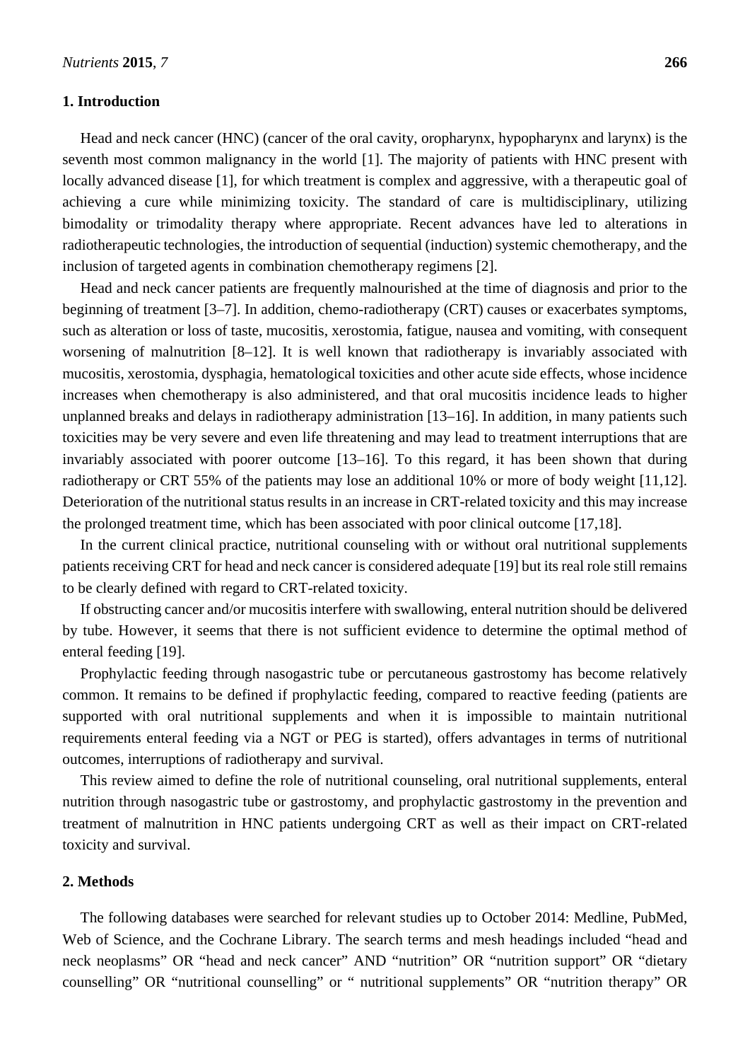## 1. Introduction

Head and neck cancer (HNC) (cancer of the oral cavity, oropharynx, hypopharynx and larynx) is the seventh most common malignancy in the world [1]. The majority of patients with HNC present with locally advanced disease [1], for which treatment is complex and aggressive, with a therapeutic goal of achieving a cure while minimizing toxicity. The standard of care is multidisciplinary, utilizing bimodality or trimodality therapy where appropriate. Recent advances have led to alterations in radiotherapeutic technologies, the introduction of sequential (induction) systemic chemotherapy, and the inclusion of targeted agents in combination chemotherapy regimens [2].

Head and neck cancer patients are frequently malnourished at the time of diagnosis and prior to the beginning of treatment [3–7]. In addition, chemo-radiotherapy (CRT) causes or exacerbates symptoms, such as alteration or loss of taste, mucositis, xerostomia, fatigue, nausea and vomiting, with consequent worsening of malnutrition [8–12]. It is well known that radiotherapy is invariably associated with mucositis, xerostomia, dysphagia, hematological toxicities and other acute side effects, whose incidence increases when chemotherapy is also administered, and that oral mucositis incidence leads to higher unplanned breaks and delays in radiotherapy administration [13–16]. In addition, in many patients such toxicities may be very severe and even life threatening and may lead to treatment interruptions that are invariably associated with poorer outcome [13–16]. To this regard, it has been shown that during radiotherapy or CRT 55% of the patients may lose an additional 10% or more of body weight [11,12]. Deterioration of the nutritional status results in an increase in CRT-related toxicity and this may increase the prolonged treatment time, which has been associated with poor clinical outcome [17,18].

In the current clinical practice, nutritional counseling with or without oral nutritional supplements patients receiving CRT for head and neck cancer is considered adequate [19] but its real role still remains to be clearly defined with regard to CRT-related toxicity.

If obstructing cancer and/or mucositis interfere with swallowing, enteral nutrition should be delivered by tube. However, it seems that there is not sufficient evidence to determine the optimal method of enteral feeding [19].

Prophylactic feeding through nasogastric tube or percutaneous gastrostomy has become relatively common. It remains to be defined if prophylactic feeding, compared to reactive feeding (patients are supported with oral nutritional supplements and when it is impossible to maintain nutritional requirements enteral feeding via a NGT or PEG is started), offers advantages in terms of nutritional outcomes, interruptions of radiotherapy and survival.

This review aimed to define the role of nutritional counseling, oral nutritional supplements, enteral nutrition through nasogastric tube or gastrostomy, and prophylactic gastrostomy in the prevention and treatment of malnutrition in HNC patients undergoing CRT as well as their impact on CRT-related toxicity and survival.

## 2. Methods

The following databases were searched for relevant studies up to October 2014: Medline, PubMed, Web of Science, and the Cochrane Library. The search terms and mesh headings included "head and neck neoplasms" OR "head and neck cancer" AND "nutrition" OR "nutrition support" OR "dietary counselling" OR "nutritional counselling" or " nutritional supplements" OR "nutrition therapy" OR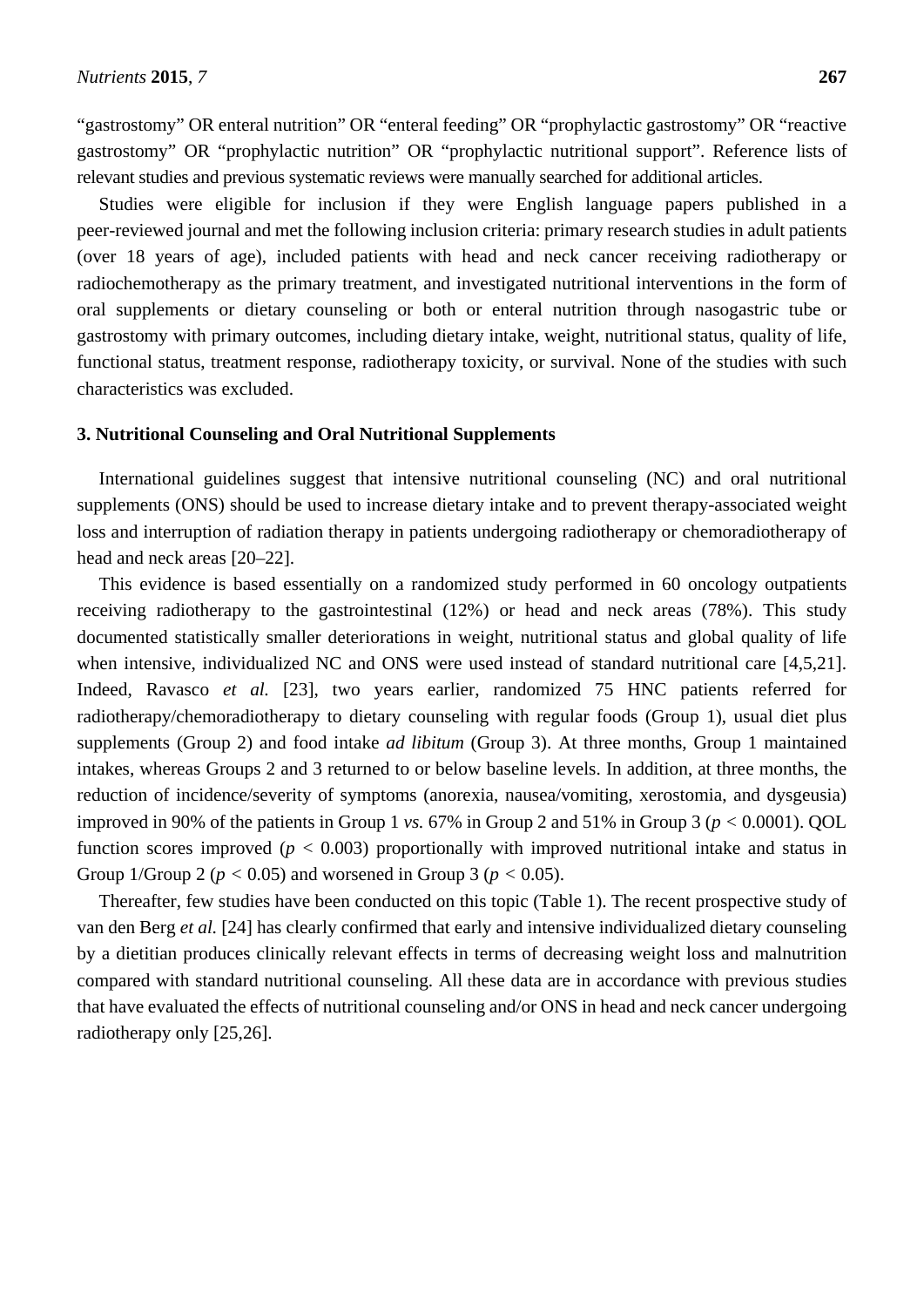"gastrostomy" OR enteral nutrition" OR "enteral feeding" OR "prophylactic gastrostomy" OR "reactive gastrostomy" OR "prophylactic nutrition" OR "prophylactic nutritional support". Reference lists of relevant studies and previous systematic reviews were manually searched for additional articles.

Studies were eligible for inclusion if they were English language papers published in a peer-reviewed journal and met the following inclusion criteria: primary research studies in adult patients (over 18 years of age), included patients with head and neck cancer receiving radiotherapy or radiochemotherapy as the primary treatment, and investigated nutritional interventions in the form of oral supplements or dietary counseling or both or enteral nutrition through nasogastric tube or gastrostomy with primary outcomes, including dietary intake, weight, nutritional status, quality of life, functional status, treatment response, radiotherapy toxicity, or survival. None of the studies with such characteristics was excluded.

## 3. Nutritional Counseling and Oral Nutritional Supplements

International guidelines suggest that intensive nutritional counseling (NC) and oral nutritional supplements (ONS) should be used to increase dietary intake and to prevent therapy-associated weight loss and interruption of radiation therapy in patients undergoing radiotherapy or chemoradiotherapy of head and neck areas [20–22].

This evidence is based essentially on a randomized study performed in 60 oncology outpatients receiving radiotherapy to the gastrointestinal (12%) or head and neck areas (78%). This study documented statistically smaller deteriorations in weight, nutritional status and global quality of life when intensive, individualized NC and ONS were used instead of standard nutritional care [4,5,21]. Indeed, Ravasco *et al.* [23], two years earlier, randomized 75 HNC patients referred for radiotherapy/chemoradiotherapy to dietary counseling with regular foods (Group 1), usual diet plus supplements (Group 2) and food intake *ad libitum* (Group 3). At three months, Group 1 maintained intakes, whereas Groups 2 and 3 returned to or below baseline levels. In addition, at three months, the reduction of incidence/severity of symptoms (anorexia, nausea/vomiting, xerostomia, and dysgeusia) improved in 90% of the patients in Group 1 *vs.* 67% in Group 2 and 51% in Group 3 ($p < 0.0001$). QOL function scores improved ($p < 0.003$) proportionally with improved nutritional intake and status in Group 1/Group 2 ($p < 0.05$) and worsened in Group 3 ($p < 0.05$).

Thereafter, few studies have been conducted on this topic (Table 1). The recent prospective study of van den Berg *et al.* [24] has clearly confirmed that early and intensive individualized dietary counseling by a dietitian produces clinically relevant effects in terms of decreasing weight loss and malnutrition compared with standard nutritional counseling. All these data are in accordance with previous studies that have evaluated the effects of nutritional counseling and/or ONS in head and neck cancer undergoing radiotherapy only [25,26].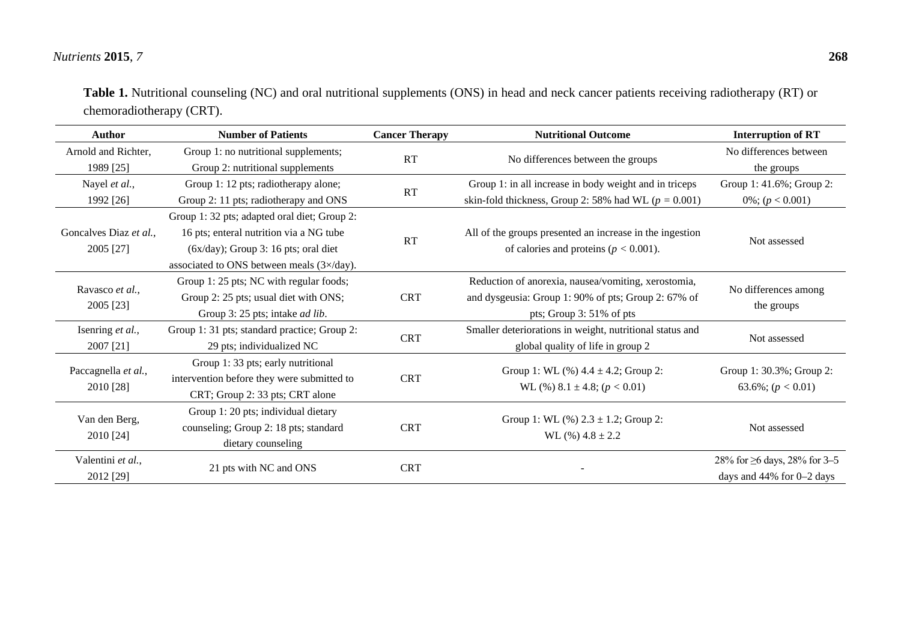**Table 1.** Nutritional counseling (NC) and oral nutritional supplements (ONS) in head and neck cancer patients receiving radiotherapy (RT) or chemoradiotherapy (CRT).

| Author | Number of Patients | Cancer Therapy | Nutritional Outcome | Interruption of RT |
|---|---|---|---|---|
| Arnold and Richter, 1989 [25] | Group 1: no nutritional supplements; Group 2: nutritional supplements | RT | No differences between the groups | No differences between the groups |
| Nayel *et al.*, 1992 [26] | Group 1: 12 pts; radiotherapy alone; Group 2: 11 pts; radiotherapy and ONS | RT | Group 1: in all increase in body weight and in triceps skin-fold thickness, Group 2: 58% had WL ($p = 0.001$) | Group 1: 41.6%; Group 2: 0%; ($p < 0.001$) |
| Goncalves Diaz *et al.*, 2005 [27] | Group 1: 32 pts; adapted oral diet; Group 2: 16 pts; enteral nutrition via a NG tube (6x/day); Group 3: 16 pts; oral diet associated to ONS between meals (3×/day). | RT | All of the groups presented an increase in the ingestion of calories and proteins ($p < 0.001$). | Not assessed |
| Ravasco *et al.*, 2005 [23] | Group 1: 25 pts; NC with regular foods; Group 2: 25 pts; usual diet with ONS; Group 3: 25 pts; intake *ad lib*. | CRT | Reduction of anorexia, nausea/vomiting, xerostomia, and dysgeusia: Group 1: 90% of pts; Group 2: 67% of pts; Group 3: 51% of pts | No differences among the groups |
| Isenring *et al.*, 2007 [21] | Group 1: 31 pts; standard practice; Group 2: 29 pts; individualized NC | CRT | Smaller deteriorations in weight, nutritional status and global quality of life in group 2 | Not assessed |
| Paccagnella *et al.*, 2010 [28] | Group 1: 33 pts; early nutritional intervention before they were submitted to CRT; Group 2: 33 pts; CRT alone | CRT | Group 1: WL (%) $4.4 \pm 4.2$; Group 2: WL (%) $8.1 \pm 4.8$; ($p < 0.01$) | Group 1: 30.3%; Group 2: 63.6%; ($p < 0.01$) |
| Van den Berg, 2010 [24] | Group 1: 20 pts; individual dietary counseling; Group 2: 18 pts; standard dietary counseling | CRT | Group 1: WL (%) $2.3 \pm 1.2$; Group 2: WL (%) $4.8 \pm 2.2$ | Not assessed |
| Valentini *et al.*, 2012 [29] | 21 pts with NC and ONS | CRT | - | 28% for ≥6 days, 28% for 3–5 days and 44% for 0–2 days |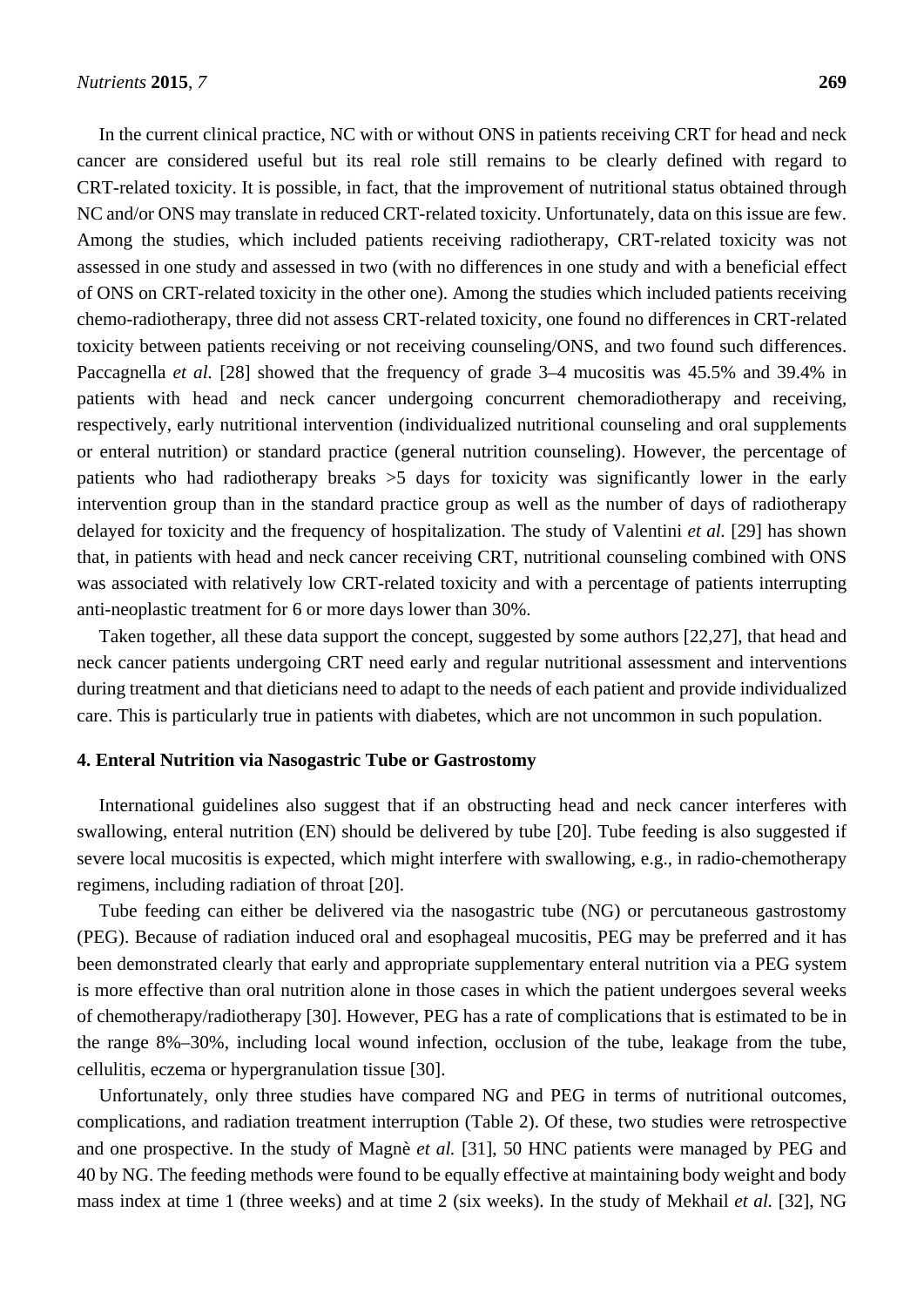In the current clinical practice, NC with or without ONS in patients receiving CRT for head and neck cancer are considered useful but its real role still remains to be clearly defined with regard to CRT-related toxicity. It is possible, in fact, that the improvement of nutritional status obtained through NC and/or ONS may translate in reduced CRT-related toxicity. Unfortunately, data on this issue are few. Among the studies, which included patients receiving radiotherapy, CRT-related toxicity was not assessed in one study and assessed in two (with no differences in one study and with a beneficial effect of ONS on CRT-related toxicity in the other one). Among the studies which included patients receiving chemo-radiotherapy, three did not assess CRT-related toxicity, one found no differences in CRT-related toxicity between patients receiving or not receiving counseling/ONS, and two found such differences. Paccagnella *et al.* [28] showed that the frequency of grade 3–4 mucositis was 45.5% and 39.4% in patients with head and neck cancer undergoing concurrent chemoradiotherapy and receiving, respectively, early nutritional intervention (individualized nutritional counseling and oral supplements or enteral nutrition) or standard practice (general nutrition counseling). However, the percentage of patients who had radiotherapy breaks >5 days for toxicity was significantly lower in the early intervention group than in the standard practice group as well as the number of days of radiotherapy delayed for toxicity and the frequency of hospitalization. The study of Valentini *et al.* [29] has shown that, in patients with head and neck cancer receiving CRT, nutritional counseling combined with ONS was associated with relatively low CRT-related toxicity and with a percentage of patients interrupting anti-neoplastic treatment for 6 or more days lower than 30%.

Taken together, all these data support the concept, suggested by some authors [22,27], that head and neck cancer patients undergoing CRT need early and regular nutritional assessment and interventions during treatment and that dieticians need to adapt to the needs of each patient and provide individualized care. This is particularly true in patients with diabetes, which are not uncommon in such population.

## 4. Enteral Nutrition via Nasogastric Tube or Gastrostomy

International guidelines also suggest that if an obstructing head and neck cancer interferes with swallowing, enteral nutrition (EN) should be delivered by tube [20]. Tube feeding is also suggested if severe local mucositis is expected, which might interfere with swallowing, e.g., in radio-chemotherapy regimens, including radiation of throat [20].

Tube feeding can either be delivered via the nasogastric tube (NG) or percutaneous gastrostomy (PEG). Because of radiation induced oral and esophageal mucositis, PEG may be preferred and it has been demonstrated clearly that early and appropriate supplementary enteral nutrition via a PEG system is more effective than oral nutrition alone in those cases in which the patient undergoes several weeks of chemotherapy/radiotherapy [30]. However, PEG has a rate of complications that is estimated to be in the range 8%–30%, including local wound infection, occlusion of the tube, leakage from the tube, cellulitis, eczema or hypergranulation tissue [30].

Unfortunately, only three studies have compared NG and PEG in terms of nutritional outcomes, complications, and radiation treatment interruption (Table 2). Of these, two studies were retrospective and one prospective. In the study of Magnè *et al.* [31], 50 HNC patients were managed by PEG and 40 by NG. The feeding methods were found to be equally effective at maintaining body weight and body mass index at time 1 (three weeks) and at time 2 (six weeks). In the study of Mekhail *et al.* [32], NG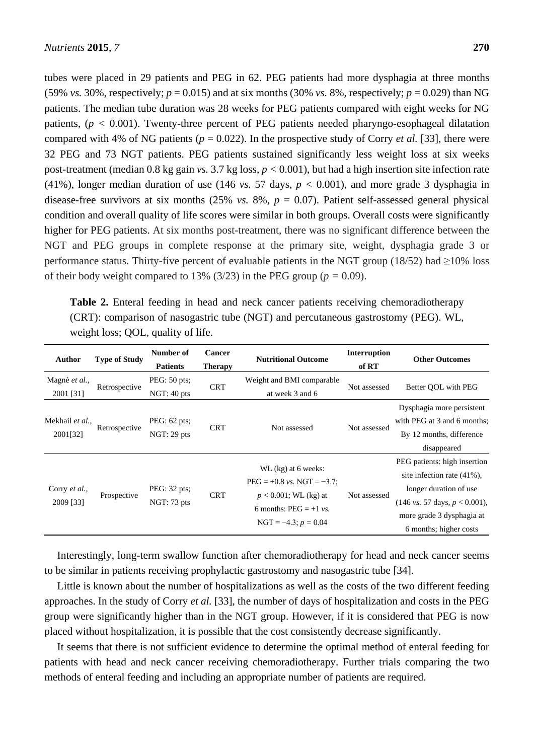tubes were placed in 29 patients and PEG in 62. PEG patients had more dysphagia at three months (59% *vs.* 30%, respectively; $p = 0.015$) and at six months (30% *vs.* 8%, respectively; $p = 0.029$) than NG patients. The median tube duration was 28 weeks for PEG patients compared with eight weeks for NG patients, ($p < 0.001$). Twenty-three percent of PEG patients needed pharyngo-esophageal dilatation compared with 4% of NG patients ($p = 0.022$). In the prospective study of Corry *et al.* [33], there were 32 PEG and 73 NGT patients. PEG patients sustained significantly less weight loss at six weeks post-treatment (median 0.8 kg gain *vs.* 3.7 kg loss, $p < 0.001$), but had a high insertion site infection rate (41%), longer median duration of use (146 *vs.* 57 days, $p < 0.001$), and more grade 3 dysphagia in disease-free survivors at six months (25% *vs.* 8%, $p = 0.07$). Patient self-assessed general physical condition and overall quality of life scores were similar in both groups. Overall costs were significantly higher for PEG patients. At six months post-treatment, there was no significant difference between the NGT and PEG groups in complete response at the primary site, weight, dysphagia grade 3 or performance status. Thirty-five percent of evaluable patients in the NGT group (18/52) had ≥10% loss of their body weight compared to 13% (3/23) in the PEG group ($p = 0.09$).

**Table 2.** Enteral feeding in head and neck cancer patients receiving chemoradiotherapy (CRT): comparison of nasogastric tube (NGT) and percutaneous gastrostomy (PEG). WL, weight loss; QOL, quality of life.

| Author | Type of Study | Number of Patients | Cancer Therapy | Nutritional Outcome | Interruption of RT | Other Outcomes |
|---|---|---|---|---|---|---|
| Magnè *et al.*, 2001 [31] | Retrospective | PEG: 50 pts; NGT: 40 pts | CRT | Weight and BMI comparable at week 3 and 6 | Not assessed | Better QOL with PEG |
| Mekhail *et al.*, 2001[32] | Retrospective | PEG: 62 pts; NGT: 29 pts | CRT | Not assessed | Not assessed | Dysphagia more persistent with PEG at 3 and 6 months; By 12 months, difference disappeared |
| Corry *et al.*, 2009 [33] | Prospective | PEG: 32 pts; NGT: 73 pts | CRT | WL (kg) at 6 weeks: PEG = +0.8 *vs.* NGT = −3.7; $p < 0.001$; WL (kg) at 6 months: PEG = +1 *vs.* NGT = −4.3; $p = 0.04$ | Not assessed | PEG patients: high insertion site infection rate (41%), longer duration of use (146 *vs.* 57 days, $p < 0.001$), more grade 3 dysphagia at 6 months; higher costs |

Interestingly, long-term swallow function after chemoradiotherapy for head and neck cancer seems to be similar in patients receiving prophylactic gastrostomy and nasogastric tube [34].

Little is known about the number of hospitalizations as well as the costs of the two different feeding approaches. In the study of Corry *et al.* [33], the number of days of hospitalization and costs in the PEG group were significantly higher than in the NGT group. However, if it is considered that PEG is now placed without hospitalization, it is possible that the cost consistently decrease significantly.

It seems that there is not sufficient evidence to determine the optimal method of enteral feeding for patients with head and neck cancer receiving chemoradiotherapy. Further trials comparing the two methods of enteral feeding and including an appropriate number of patients are required.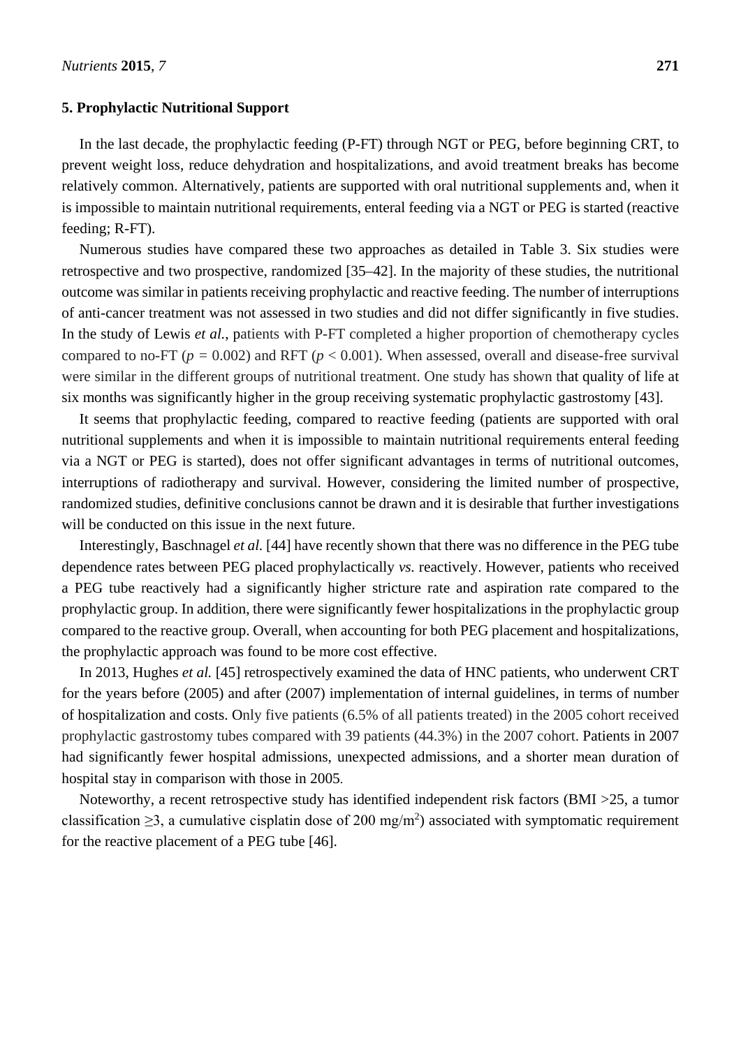## 5. Prophylactic Nutritional Support

In the last decade, the prophylactic feeding (P-FT) through NGT or PEG, before beginning CRT, to prevent weight loss, reduce dehydration and hospitalizations, and avoid treatment breaks has become relatively common. Alternatively, patients are supported with oral nutritional supplements and, when it is impossible to maintain nutritional requirements, enteral feeding via a NGT or PEG is started (reactive feeding; R-FT).

Numerous studies have compared these two approaches as detailed in Table 3. Six studies were retrospective and two prospective, randomized [35–42]. In the majority of these studies, the nutritional outcome was similar in patients receiving prophylactic and reactive feeding. The number of interruptions of anti-cancer treatment was not assessed in two studies and did not differ significantly in five studies. In the study of Lewis *et al.*, patients with P-FT completed a higher proportion of chemotherapy cycles compared to no-FT ($p = 0.002$) and RFT ($p < 0.001$). When assessed, overall and disease-free survival were similar in the different groups of nutritional treatment. One study has shown that quality of life at six months was significantly higher in the group receiving systematic prophylactic gastrostomy [43].

It seems that prophylactic feeding, compared to reactive feeding (patients are supported with oral nutritional supplements and when it is impossible to maintain nutritional requirements enteral feeding via a NGT or PEG is started), does not offer significant advantages in terms of nutritional outcomes, interruptions of radiotherapy and survival. However, considering the limited number of prospective, randomized studies, definitive conclusions cannot be drawn and it is desirable that further investigations will be conducted on this issue in the next future.

Interestingly, Baschnagel *et al.* [44] have recently shown that there was no difference in the PEG tube dependence rates between PEG placed prophylactically *vs.* reactively. However, patients who received a PEG tube reactively had a significantly higher stricture rate and aspiration rate compared to the prophylactic group. In addition, there were significantly fewer hospitalizations in the prophylactic group compared to the reactive group. Overall, when accounting for both PEG placement and hospitalizations, the prophylactic approach was found to be more cost effective.

In 2013, Hughes *et al.* [45] retrospectively examined the data of HNC patients, who underwent CRT for the years before (2005) and after (2007) implementation of internal guidelines, in terms of number of hospitalization and costs. Only five patients (6.5% of all patients treated) in the 2005 cohort received prophylactic gastrostomy tubes compared with 39 patients (44.3%) in the 2007 cohort. Patients in 2007 had significantly fewer hospital admissions, unexpected admissions, and a shorter mean duration of hospital stay in comparison with those in 2005.

Noteworthy, a recent retrospective study has identified independent risk factors (BMI >25, a tumor classification ≥3, a cumulative cisplatin dose of 200 mg/m$^2$) associated with symptomatic requirement for the reactive placement of a PEG tube [46].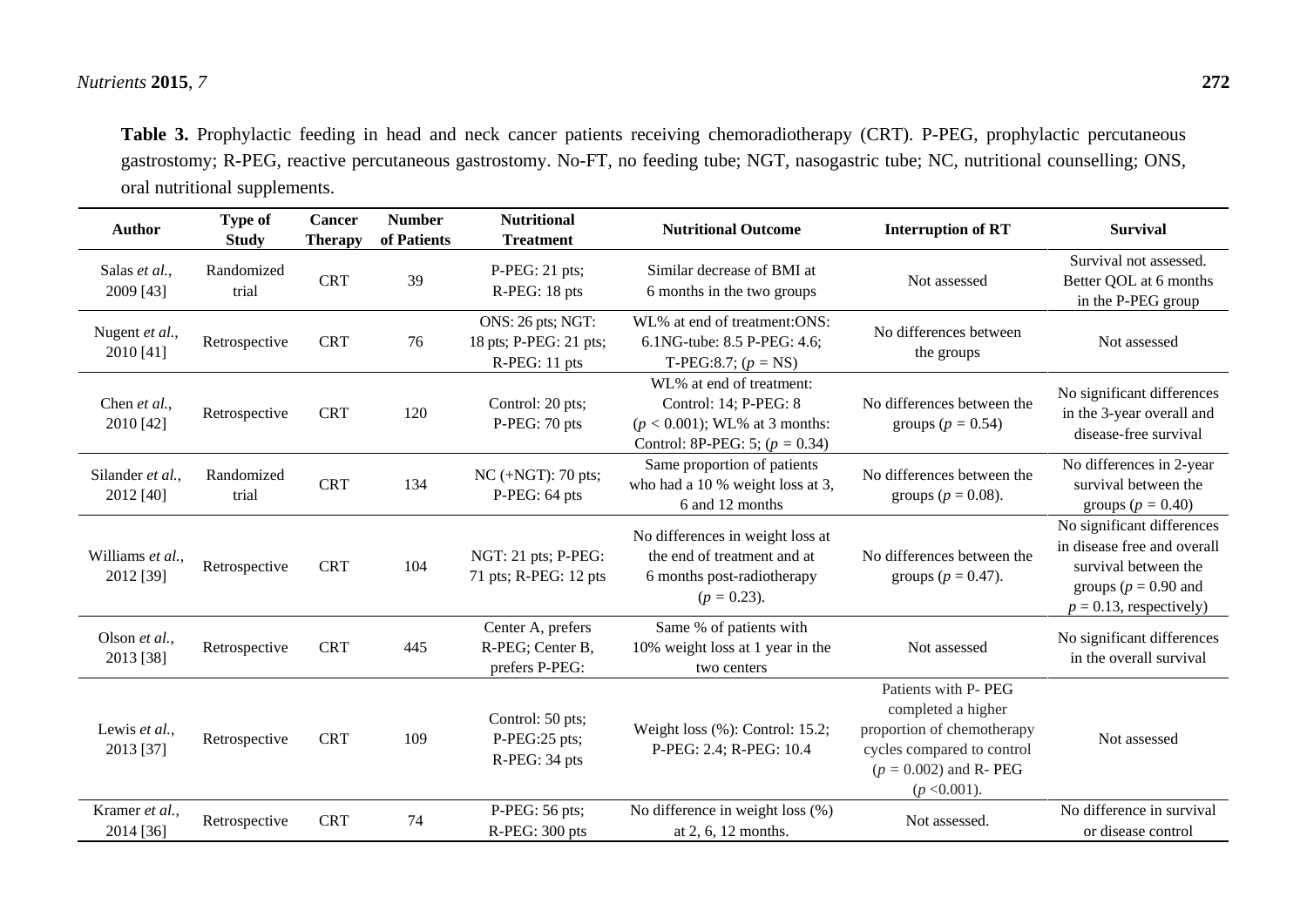**Table 3.** Prophylactic feeding in head and neck cancer patients receiving chemoradiotherapy (CRT). P-PEG, prophylactic percutaneous gastrostomy; R-PEG, reactive percutaneous gastrostomy. No-FT, no feeding tube; NGT, nasogastric tube; NC, nutritional counselling; ONS, oral nutritional supplements.

| Author | Type of Study | Cancer Therapy | Number of Patients | Nutritional Treatment | Nutritional Outcome | Interruption of RT | Survival |
|---|---|---|---|---|---|---|---|
| Salas *et al.*, 2009 [43] | Randomized trial | CRT | 39 | P-PEG: 21 pts; R-PEG: 18 pts | Similar decrease of BMI at 6 months in the two groups | Not assessed | Survival not assessed. Better QOL at 6 months in the P-PEG group |
| Nugent *et al.*, 2010 [41] | Retrospective | CRT | 76 | ONS: 26 pts; NGT: 18 pts; P-PEG: 21 pts; R-PEG: 11 pts | WL% at end of treatment:ONS: 6.1NG-tube: 8.5 P-PEG: 4.6; T-PEG:8.7; ($p$ = NS) | No differences between the groups | Not assessed |
| Chen *et al.*, 2010 [42] | Retrospective | CRT | 120 | Control: 20 pts; P-PEG: 70 pts | WL% at end of treatment: Control: 14; P-PEG: 8 ($p < 0.001$); WL% at 3 months: Control: 8P-PEG: 5; ($p = 0.34$) | No differences between the groups ($p = 0.54$) | No significant differences in the 3-year overall and disease-free survival |
| Silander *et al.*, 2012 [40] | Randomized trial | CRT | 134 | NC (+NGT): 70 pts; P-PEG: 64 pts | Same proportion of patients who had a 10 % weight loss at 3, 6 and 12 months | No differences between the groups ($p = 0.08$). | No differences in 2-year survival between the groups ($p = 0.40$) |
| Williams *et al.*, 2012 [39] | Retrospective | CRT | 104 | NGT: 21 pts; P-PEG: 71 pts; R-PEG: 12 pts | No differences in weight loss at the end of treatment and at 6 months post-radiotherapy ($p = 0.23$). | No differences between the groups ($p = 0.47$). | No significant differences in disease free and overall survival between the groups ($p = 0.90$ and $p = 0.13$, respectively) |
| Olson *et al.*, 2013 [38] | Retrospective | CRT | 445 | Center A, prefers R-PEG; Center B, prefers P-PEG: | Same % of patients with 10% weight loss at 1 year in the two centers | Not assessed | No significant differences in the overall survival |
| Lewis *et al.*, 2013 [37] | Retrospective | CRT | 109 | Control: 50 pts; P-PEG:25 pts; R-PEG: 34 pts | Weight loss (%): Control: 15.2; P-PEG: 2.4; R-PEG: 10.4 | Patients with P- PEG completed a higher proportion of chemotherapy cycles compared to control ($p = 0.002$) and R- PEG ($p < 0.001$). | Not assessed |
| Kramer *et al.*, 2014 [36] | Retrospective | CRT | 74 | P-PEG: 56 pts; R-PEG: 300 pts | No difference in weight loss (%) at 2, 6, 12 months. | Not assessed. | No difference in survival or disease control |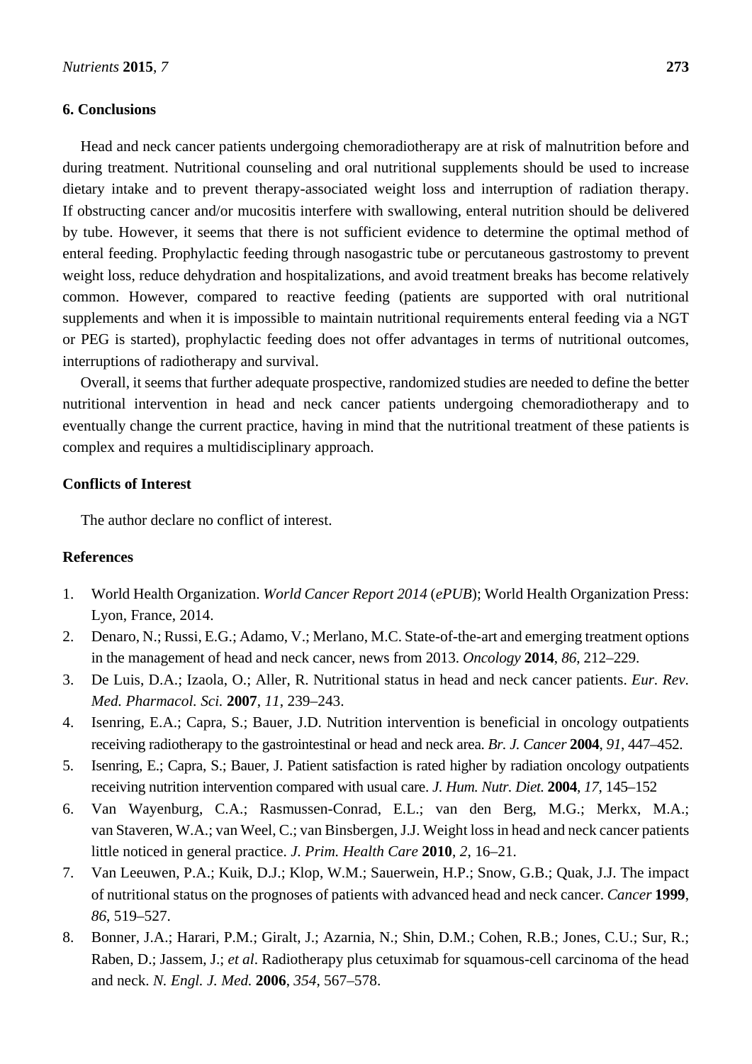## 6. Conclusions

Head and neck cancer patients undergoing chemoradiotherapy are at risk of malnutrition before and during treatment. Nutritional counseling and oral nutritional supplements should be used to increase dietary intake and to prevent therapy-associated weight loss and interruption of radiation therapy. If obstructing cancer and/or mucositis interfere with swallowing, enteral nutrition should be delivered by tube. However, it seems that there is not sufficient evidence to determine the optimal method of enteral feeding. Prophylactic feeding through nasogastric tube or percutaneous gastrostomy to prevent weight loss, reduce dehydration and hospitalizations, and avoid treatment breaks has become relatively common. However, compared to reactive feeding (patients are supported with oral nutritional supplements and when it is impossible to maintain nutritional requirements enteral feeding via a NGT or PEG is started), prophylactic feeding does not offer advantages in terms of nutritional outcomes, interruptions of radiotherapy and survival.

Overall, it seems that further adequate prospective, randomized studies are needed to define the better nutritional intervention in head and neck cancer patients undergoing chemoradiotherapy and to eventually change the current practice, having in mind that the nutritional treatment of these patients is complex and requires a multidisciplinary approach.

## Conflicts of Interest

The author declare no conflict of interest.

## References

1. World Health Organization. *World Cancer Report 2014* (*ePUB*); World Health Organization Press: Lyon, France, 2014.
2. Denaro, N.; Russi, E.G.; Adamo, V.; Merlano, M.C. State-of-the-art and emerging treatment options in the management of head and neck cancer, news from 2013. *Oncology* **2014**, *86*, 212–229.
3. De Luis, D.A.; Izaola, O.; Aller, R. Nutritional status in head and neck cancer patients. *Eur. Rev. Med. Pharmacol. Sci.* **2007**, *11*, 239–243.
4. Isenring, E.A.; Capra, S.; Bauer, J.D. Nutrition intervention is beneficial in oncology outpatients receiving radiotherapy to the gastrointestinal or head and neck area. *Br. J. Cancer* **2004**, *91*, 447–452.
5. Isenring, E.; Capra, S.; Bauer, J. Patient satisfaction is rated higher by radiation oncology outpatients receiving nutrition intervention compared with usual care. *J. Hum. Nutr. Diet.* **2004**, *17*, 145–152
6. Van Wayenburg, C.A.; Rasmussen-Conrad, E.L.; van den Berg, M.G.; Merkx, M.A.; van Staveren, W.A.; van Weel, C.; van Binsbergen, J.J. Weight loss in head and neck cancer patients little noticed in general practice. *J. Prim. Health Care* **2010**, *2*, 16–21.
7. Van Leeuwen, P.A.; Kuik, D.J.; Klop, W.M.; Sauerwein, H.P.; Snow, G.B.; Quak, J.J. The impact of nutritional status on the prognoses of patients with advanced head and neck cancer. *Cancer* **1999**, *86*, 519–527.
8. Bonner, J.A.; Harari, P.M.; Giralt, J.; Azarnia, N.; Shin, D.M.; Cohen, R.B.; Jones, C.U.; Sur, R.; Raben, D.; Jassem, J.; *et al*. Radiotherapy plus cetuximab for squamous-cell carcinoma of the head and neck. *N. Engl. J. Med.* **2006**, *354*, 567–578.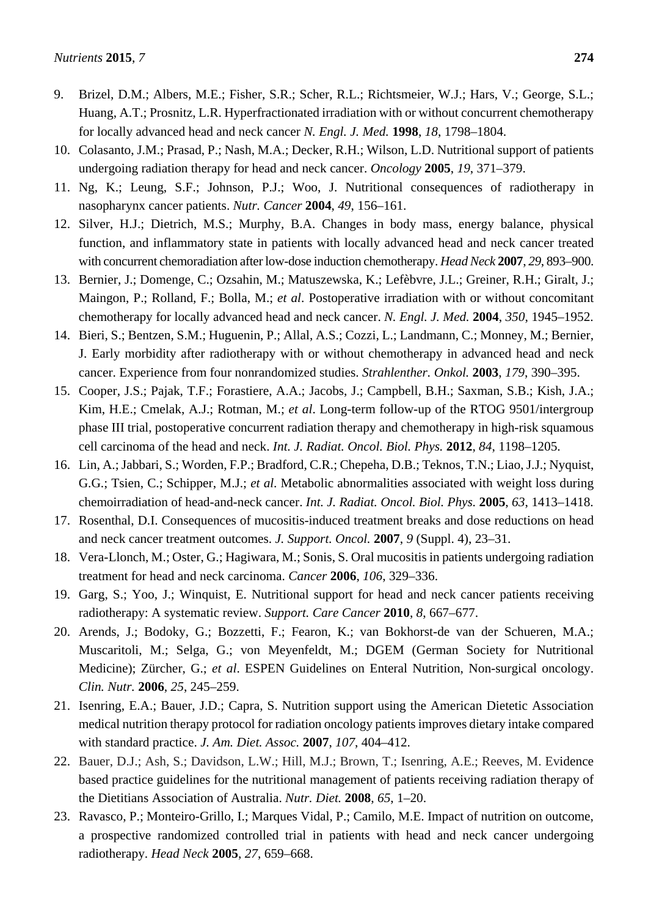9. Brizel, D.M.; Albers, M.E.; Fisher, S.R.; Scher, R.L.; Richtsmeier, W.J.; Hars, V.; George, S.L.; Huang, A.T.; Prosnitz, L.R. Hyperfractionated irradiation with or without concurrent chemotherapy for locally advanced head and neck cancer *N. Engl. J. Med.* **1998**, *18*, 1798–1804.
10. Colasanto, J.M.; Prasad, P.; Nash, M.A.; Decker, R.H.; Wilson, L.D. Nutritional support of patients undergoing radiation therapy for head and neck cancer. *Oncology* **2005**, *19*, 371–379.
11. Ng, K.; Leung, S.F.; Johnson, P.J.; Woo, J. Nutritional consequences of radiotherapy in nasopharynx cancer patients. *Nutr. Cancer* **2004**, *49*, 156–161.
12. Silver, H.J.; Dietrich, M.S.; Murphy, B.A. Changes in body mass, energy balance, physical function, and inflammatory state in patients with locally advanced head and neck cancer treated with concurrent chemoradiation after low-dose induction chemotherapy. *Head Neck* **2007**, *29*, 893–900.
13. Bernier, J.; Domenge, C.; Ozsahin, M.; Matuszewska, K.; Lefèbvre, J.L.; Greiner, R.H.; Giralt, J.; Maingon, P.; Rolland, F.; Bolla, M.; *et al*. Postoperative irradiation with or without concomitant chemotherapy for locally advanced head and neck cancer. *N. Engl. J. Med.* **2004**, *350*, 1945–1952.
14. Bieri, S.; Bentzen, S.M.; Huguenin, P.; Allal, A.S.; Cozzi, L.; Landmann, C.; Monney, M.; Bernier, J. Early morbidity after radiotherapy with or without chemotherapy in advanced head and neck cancer. Experience from four nonrandomized studies. *Strahlenther. Onkol.* **2003**, *179*, 390–395.
15. Cooper, J.S.; Pajak, T.F.; Forastiere, A.A.; Jacobs, J.; Campbell, B.H.; Saxman, S.B.; Kish, J.A.; Kim, H.E.; Cmelak, A.J.; Rotman, M.; *et al*. Long-term follow-up of the RTOG 9501/intergroup phase III trial, postoperative concurrent radiation therapy and chemotherapy in high-risk squamous cell carcinoma of the head and neck. *Int. J. Radiat. Oncol. Biol. Phys.* **2012**, *84*, 1198–1205.
16. Lin, A.; Jabbari, S.; Worden, F.P.; Bradford, C.R.; Chepeha, D.B.; Teknos, T.N.; Liao, J.J.; Nyquist, G.G.; Tsien, C.; Schipper, M.J.; *et al*. Metabolic abnormalities associated with weight loss during chemoirradiation of head-and-neck cancer. *Int. J. Radiat. Oncol. Biol. Phys.* **2005**, *63*, 1413–1418.
17. Rosenthal, D.I. Consequences of mucositis-induced treatment breaks and dose reductions on head and neck cancer treatment outcomes. *J. Support. Oncol.* **2007**, *9* (Suppl. 4), 23–31.
18. Vera-Llonch, M.; Oster, G.; Hagiwara, M.; Sonis, S. Oral mucositis in patients undergoing radiation treatment for head and neck carcinoma. *Cancer* **2006**, *106*, 329–336.
19. Garg, S.; Yoo, J.; Winquist, E. Nutritional support for head and neck cancer patients receiving radiotherapy: A systematic review. *Support. Care Cancer* **2010**, *8*, 667–677.
20. Arends, J.; Bodoky, G.; Bozzetti, F.; Fearon, K.; van Bokhorst-de van der Schueren, M.A.; Muscaritoli, M.; Selga, G.; von Meyenfeldt, M.; DGEM (German Society for Nutritional Medicine); Zürcher, G.; *et al*. ESPEN Guidelines on Enteral Nutrition, Non-surgical oncology. *Clin. Nutr.* **2006**, *25*, 245–259.
21. Isenring, E.A.; Bauer, J.D.; Capra, S. Nutrition support using the American Dietetic Association medical nutrition therapy protocol for radiation oncology patients improves dietary intake compared with standard practice. *J. Am. Diet. Assoc.* **2007**, *107*, 404–412.
22. Bauer, D.J.; Ash, S.; Davidson, L.W.; Hill, M.J.; Brown, T.; Isenring, A.E.; Reeves, M. Evidence based practice guidelines for the nutritional management of patients receiving radiation therapy of the Dietitians Association of Australia. *Nutr. Diet.* **2008**, *65*, 1–20.
23. Ravasco, P.; Monteiro-Grillo, I.; Marques Vidal, P.; Camilo, M.E. Impact of nutrition on outcome, a prospective randomized controlled trial in patients with head and neck cancer undergoing radiotherapy. *Head Neck* **2005**, *27*, 659–668.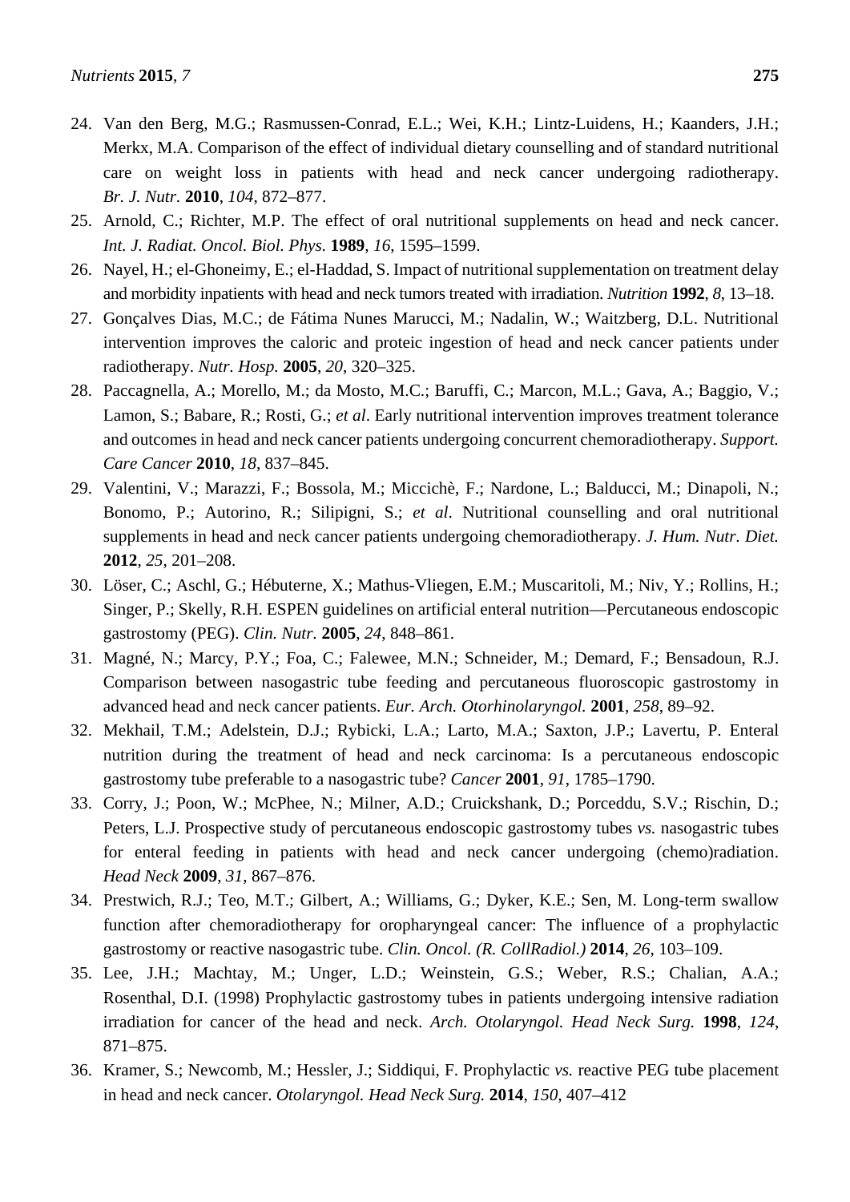24. Van den Berg, M.G.; Rasmussen-Conrad, E.L.; Wei, K.H.; Lintz-Luidens, H.; Kaanders, J.H.; Merkx, M.A. Comparison of the effect of individual dietary counselling and of standard nutritional care on weight loss in patients with head and neck cancer undergoing radiotherapy. *Br. J. Nutr.* **2010**, *104*, 872–877.
25. Arnold, C.; Richter, M.P. The effect of oral nutritional supplements on head and neck cancer. *Int. J. Radiat. Oncol. Biol. Phys.* **1989**, *16*, 1595–1599.
26. Nayel, H.; el-Ghoneimy, E.; el-Haddad, S. Impact of nutritional supplementation on treatment delay and morbidity inpatients with head and neck tumors treated with irradiation. *Nutrition* **1992**, *8*, 13–18.
27. Gonçalves Dias, M.C.; de Fátima Nunes Marucci, M.; Nadalin, W.; Waitzberg, D.L. Nutritional intervention improves the caloric and proteic ingestion of head and neck cancer patients under radiotherapy. *Nutr. Hosp.* **2005**, *20*, 320–325.
28. Paccagnella, A.; Morello, M.; da Mosto, M.C.; Baruffi, C.; Marcon, M.L.; Gava, A.; Baggio, V.; Lamon, S.; Babare, R.; Rosti, G.; *et al*. Early nutritional intervention improves treatment tolerance and outcomes in head and neck cancer patients undergoing concurrent chemoradiotherapy. *Support. Care Cancer* **2010**, *18*, 837–845.
29. Valentini, V.; Marazzi, F.; Bossola, M.; Miccichè, F.; Nardone, L.; Balducci, M.; Dinapoli, N.; Bonomo, P.; Autorino, R.; Silipigni, S.; *et al*. Nutritional counselling and oral nutritional supplements in head and neck cancer patients undergoing chemoradiotherapy. *J. Hum. Nutr. Diet.* **2012**, *25*, 201–208.
30. Löser, C.; Aschl, G.; Hébuterne, X.; Mathus-Vliegen, E.M.; Muscaritoli, M.; Niv, Y.; Rollins, H.; Singer, P.; Skelly, R.H. ESPEN guidelines on artificial enteral nutrition—Percutaneous endoscopic gastrostomy (PEG). *Clin. Nutr.* **2005**, *24*, 848–861.
31. Magné, N.; Marcy, P.Y.; Foa, C.; Falewee, M.N.; Schneider, M.; Demard, F.; Bensadoun, R.J. Comparison between nasogastric tube feeding and percutaneous fluoroscopic gastrostomy in advanced head and neck cancer patients. *Eur. Arch. Otorhinolaryngol.* **2001**, *258*, 89–92.
32. Mekhail, T.M.; Adelstein, D.J.; Rybicki, L.A.; Larto, M.A.; Saxton, J.P.; Lavertu, P. Enteral nutrition during the treatment of head and neck carcinoma: Is a percutaneous endoscopic gastrostomy tube preferable to a nasogastric tube? *Cancer* **2001**, *91*, 1785–1790.
33. Corry, J.; Poon, W.; McPhee, N.; Milner, A.D.; Cruickshank, D.; Porceddu, S.V.; Rischin, D.; Peters, L.J. Prospective study of percutaneous endoscopic gastrostomy tubes *vs.* nasogastric tubes for enteral feeding in patients with head and neck cancer undergoing (chemo)radiation. *Head Neck* **2009**, *31*, 867–876.
34. Prestwich, R.J.; Teo, M.T.; Gilbert, A.; Williams, G.; Dyker, K.E.; Sen, M. Long-term swallow function after chemoradiotherapy for oropharyngeal cancer: The influence of a prophylactic gastrostomy or reactive nasogastric tube. *Clin. Oncol. (R. CollRadiol.)* **2014**, *26*, 103–109.
35. Lee, J.H.; Machtay, M.; Unger, L.D.; Weinstein, G.S.; Weber, R.S.; Chalian, A.A.; Rosenthal, D.I. (1998) Prophylactic gastrostomy tubes in patients undergoing intensive radiation irradiation for cancer of the head and neck. *Arch. Otolaryngol. Head Neck Surg.* **1998**, *124*, 871–875.
36. Kramer, S.; Newcomb, M.; Hessler, J.; Siddiqui, F. Prophylactic *vs.* reactive PEG tube placement in head and neck cancer. *Otolaryngol. Head Neck Surg.* **2014**, *150*, 407–412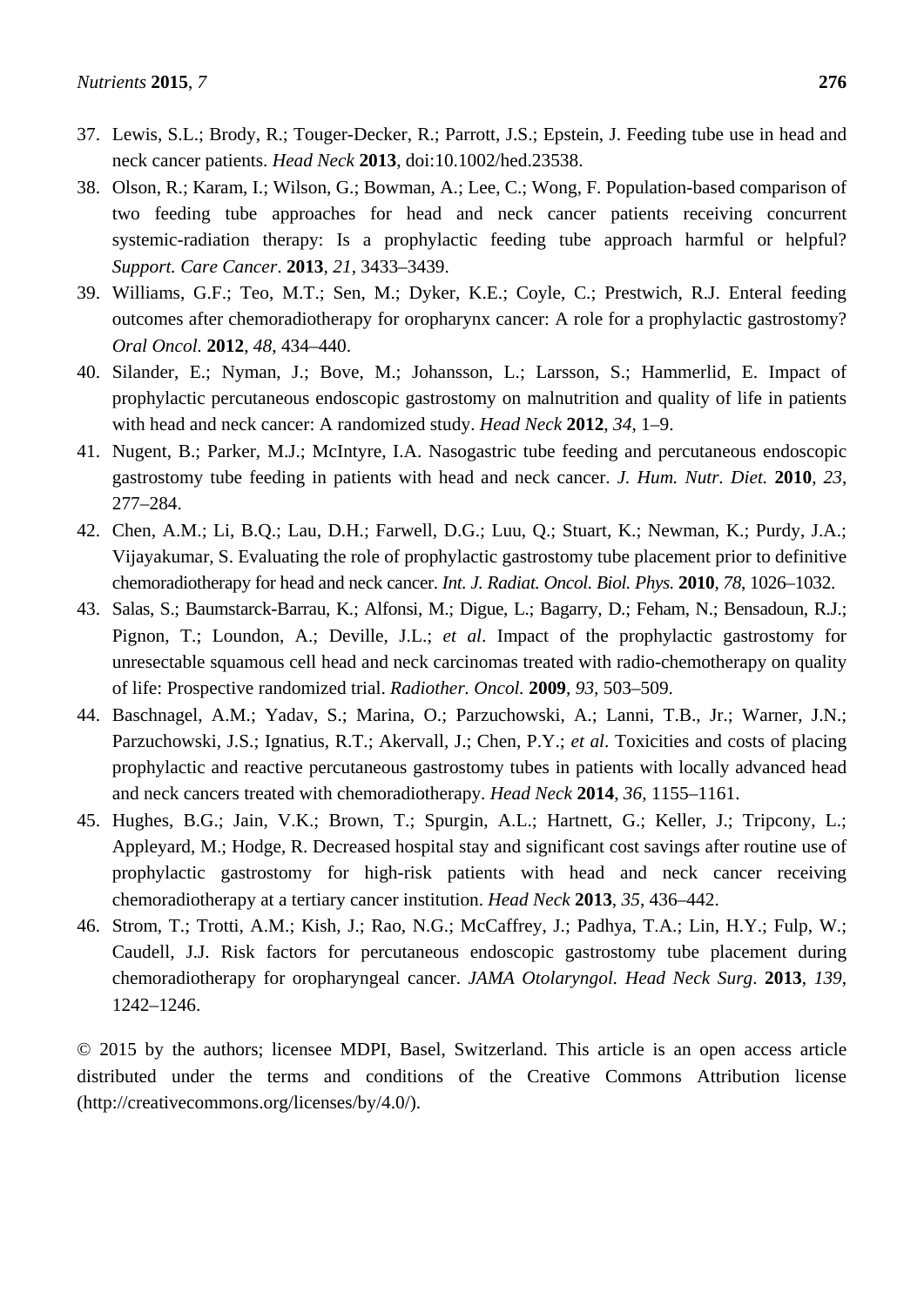37. Lewis, S.L.; Brody, R.; Touger-Decker, R.; Parrott, J.S.; Epstein, J. Feeding tube use in head and neck cancer patients. *Head Neck* **2013**, doi:10.1002/hed.23538.
38. Olson, R.; Karam, I.; Wilson, G.; Bowman, A.; Lee, C.; Wong, F. Population-based comparison of two feeding tube approaches for head and neck cancer patients receiving concurrent systemic-radiation therapy: Is a prophylactic feeding tube approach harmful or helpful? *Support. Care Cancer*. **2013**, *21*, 3433–3439.
39. Williams, G.F.; Teo, M.T.; Sen, M.; Dyker, K.E.; Coyle, C.; Prestwich, R.J. Enteral feeding outcomes after chemoradiotherapy for oropharynx cancer: A role for a prophylactic gastrostomy? *Oral Oncol.* **2012**, *48*, 434–440.
40. Silander, E.; Nyman, J.; Bove, M.; Johansson, L.; Larsson, S.; Hammerlid, E. Impact of prophylactic percutaneous endoscopic gastrostomy on malnutrition and quality of life in patients with head and neck cancer: A randomized study. *Head Neck* **2012**, *34*, 1–9.
41. Nugent, B.; Parker, M.J.; McIntyre, I.A. Nasogastric tube feeding and percutaneous endoscopic gastrostomy tube feeding in patients with head and neck cancer. *J. Hum. Nutr. Diet.* **2010**, *23*, 277–284.
42. Chen, A.M.; Li, B.Q.; Lau, D.H.; Farwell, D.G.; Luu, Q.; Stuart, K.; Newman, K.; Purdy, J.A.; Vijayakumar, S. Evaluating the role of prophylactic gastrostomy tube placement prior to definitive chemoradiotherapy for head and neck cancer. *Int. J. Radiat. Oncol. Biol. Phys.* **2010**, *78*, 1026–1032.
43. Salas, S.; Baumstarck-Barrau, K.; Alfonsi, M.; Digue, L.; Bagarry, D.; Feham, N.; Bensadoun, R.J.; Pignon, T.; Loundon, A.; Deville, J.L.; *et al*. Impact of the prophylactic gastrostomy for unresectable squamous cell head and neck carcinomas treated with radio-chemotherapy on quality of life: Prospective randomized trial. *Radiother. Oncol.* **2009**, *93*, 503–509.
44. Baschnagel, A.M.; Yadav, S.; Marina, O.; Parzuchowski, A.; Lanni, T.B., Jr.; Warner, J.N.; Parzuchowski, J.S.; Ignatius, R.T.; Akervall, J.; Chen, P.Y.; *et al*. Toxicities and costs of placing prophylactic and reactive percutaneous gastrostomy tubes in patients with locally advanced head and neck cancers treated with chemoradiotherapy. *Head Neck* **2014**, *36*, 1155–1161.
45. Hughes, B.G.; Jain, V.K.; Brown, T.; Spurgin, A.L.; Hartnett, G.; Keller, J.; Tripcony, L.; Appleyard, M.; Hodge, R. Decreased hospital stay and significant cost savings after routine use of prophylactic gastrostomy for high-risk patients with head and neck cancer receiving chemoradiotherapy at a tertiary cancer institution. *Head Neck* **2013**, *35*, 436–442.
46. Strom, T.; Trotti, A.M.; Kish, J.; Rao, N.G.; McCaffrey, J.; Padhya, T.A.; Lin, H.Y.; Fulp, W.; Caudell, J.J. Risk factors for percutaneous endoscopic gastrostomy tube placement during chemoradiotherapy for oropharyngeal cancer. *JAMA Otolaryngol. Head Neck Surg*. **2013**, *139*, 1242–1246.

© 2015 by the authors; licensee MDPI, Basel, Switzerland. This article is an open access article distributed under the terms and conditions of the Creative Commons Attribution license (http://creativecommons.org/licenses/by/4.0/).